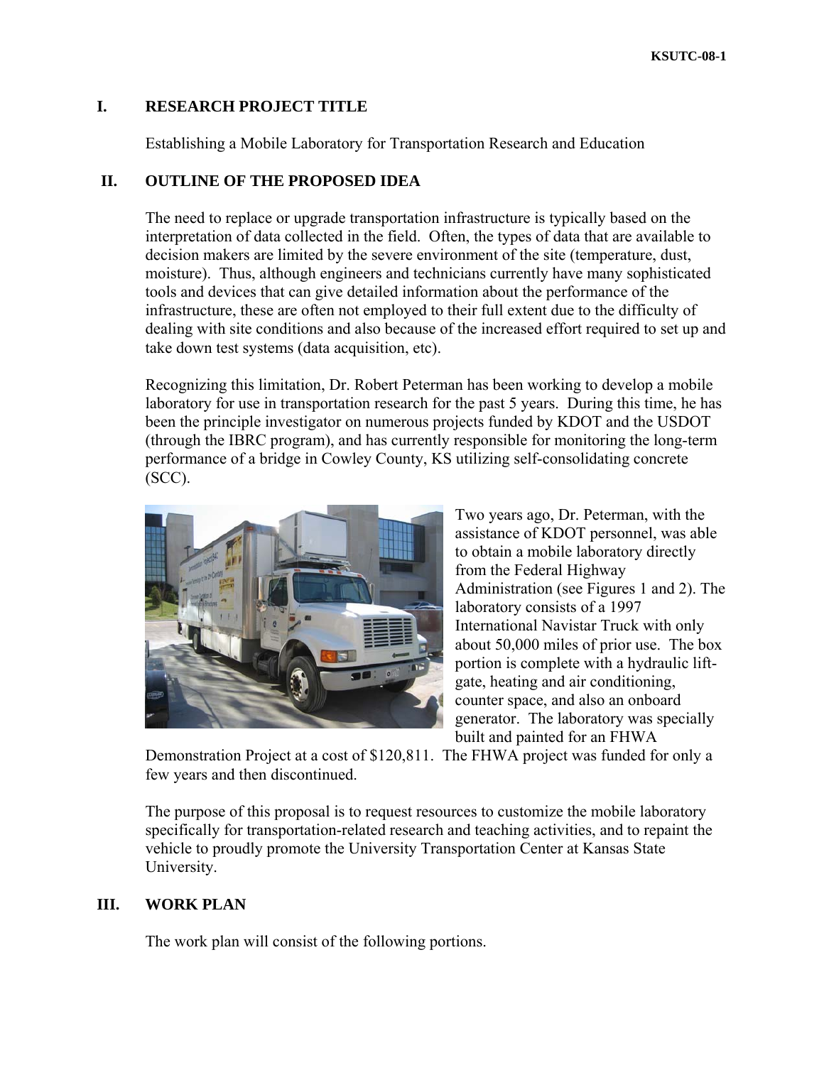KSUTC-08-1

## I. RESEARCH PROJECT TITLE

Establishing a Mobile Laboratory for Transportation Research and Education

## II. OUTLINE OF THE PROPOSED IDEA

The need to replace or upgrade transportation infrastructure is typically based on the interpretation of data collected in the field. Often, the types of data that are available to decision makers are limited by the severe environment of the site (temperature, dust, moisture). Thus, although engineers and technicians currently have many sophisticated tools and devices that can give detailed information about the performance of the infrastructure, these are often not employed to their full extent due to the difficulty of dealing with site conditions and also because of the increased effort required to set up and take down test systems (data acquisition, etc).

Recognizing this limitation, Dr. Robert Peterman has been working to develop a mobile laboratory for use in transportation research for the past 5 years. During this time, he has been the principle investigator on numerous projects funded by KDOT and the USDOT (through the IBRC program), and has currently responsible for monitoring the long-term performance of a bridge in Cowley County, KS utilizing self-consolidating concrete (SCC).

Two years ago, Dr. Peterman, with the assistance of KDOT personnel, was able to obtain a mobile laboratory directly from the Federal Highway Administration (see Figures 1 and 2). The laboratory consists of a 1997 International Navistar Truck with only about 50,000 miles of prior use. The box portion is complete with a hydraulic lift-gate, heating and air conditioning, counter space, and also an onboard generator. The laboratory was specially built and painted for an FHWA Demonstration Project at a cost of $120,811. The FHWA project was funded for only a few years and then discontinued.

The purpose of this proposal is to request resources to customize the mobile laboratory specifically for transportation-related research and teaching activities, and to repaint the vehicle to proudly promote the University Transportation Center at Kansas State University.

## III. WORK PLAN

The work plan will consist of the following portions.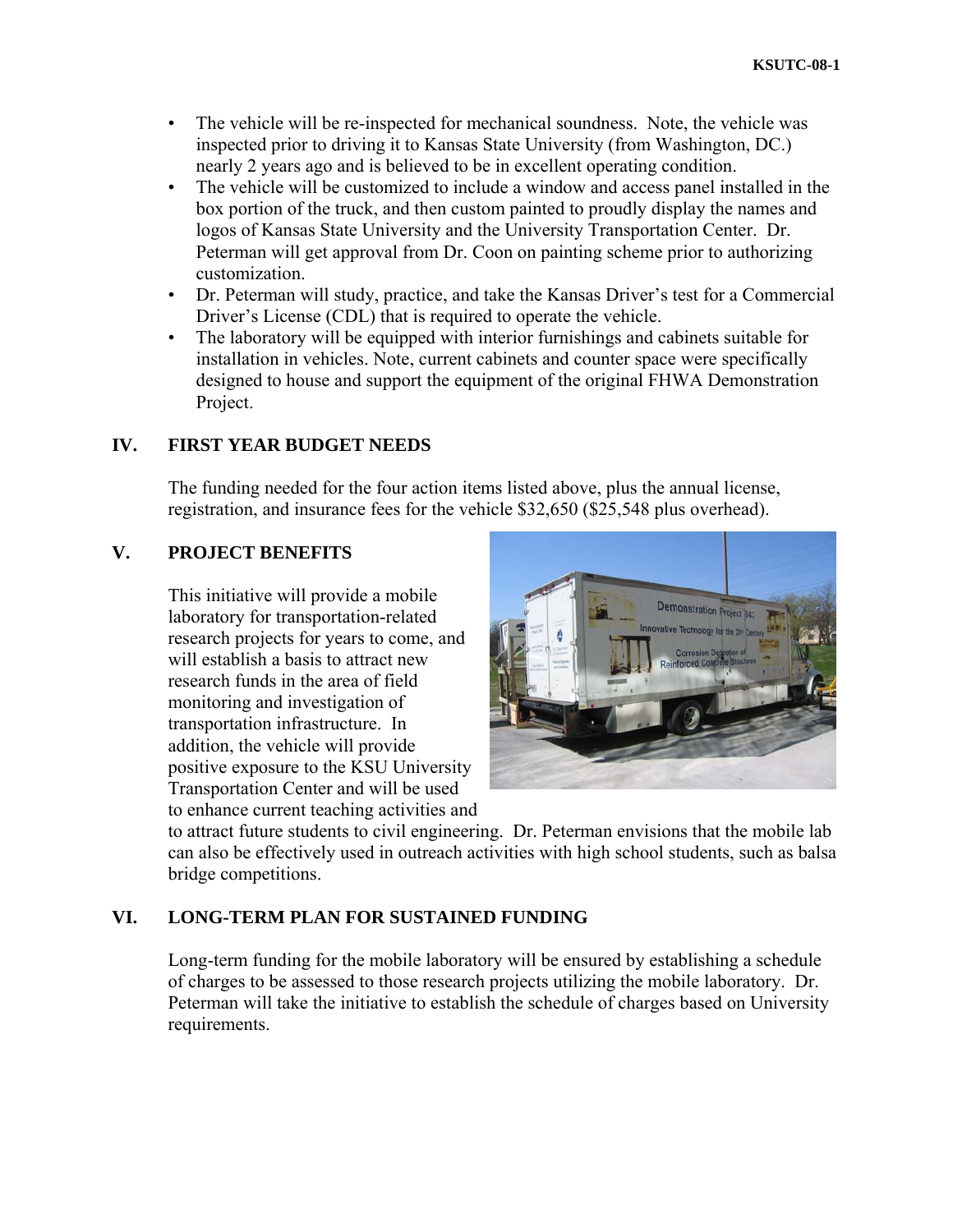- The vehicle will be re-inspected for mechanical soundness. Note, the vehicle was inspected prior to driving it to Kansas State University (from Washington, DC.) nearly 2 years ago and is believed to be in excellent operating condition.
- The vehicle will be customized to include a window and access panel installed in the box portion of the truck, and then custom painted to proudly display the names and logos of Kansas State University and the University Transportation Center. Dr. Peterman will get approval from Dr. Coon on painting scheme prior to authorizing customization.
- Dr. Peterman will study, practice, and take the Kansas Driver's test for a Commercial Driver's License (CDL) that is required to operate the vehicle.
- The laboratory will be equipped with interior furnishings and cabinets suitable for installation in vehicles. Note, current cabinets and counter space were specifically designed to house and support the equipment of the original FHWA Demonstration Project.

## IV. FIRST YEAR BUDGET NEEDS

The funding needed for the four action items listed above, plus the annual license, registration, and insurance fees for the vehicle $32,650 ($25,548 plus overhead).

## V. PROJECT BENEFITS

This initiative will provide a mobile laboratory for transportation-related research projects for years to come, and will establish a basis to attract new research funds in the area of field monitoring and investigation of transportation infrastructure. In addition, the vehicle will provide positive exposure to the KSU University Transportation Center and will be used to enhance current teaching activities and to attract future students to civil engineering. Dr. Peterman envisions that the mobile lab can also be effectively used in outreach activities with high school students, such as balsa bridge competitions.

## VI. LONG-TERM PLAN FOR SUSTAINED FUNDING

Long-term funding for the mobile laboratory will be ensured by establishing a schedule of charges to be assessed to those research projects utilizing the mobile laboratory. Dr. Peterman will take the initiative to establish the schedule of charges based on University requirements.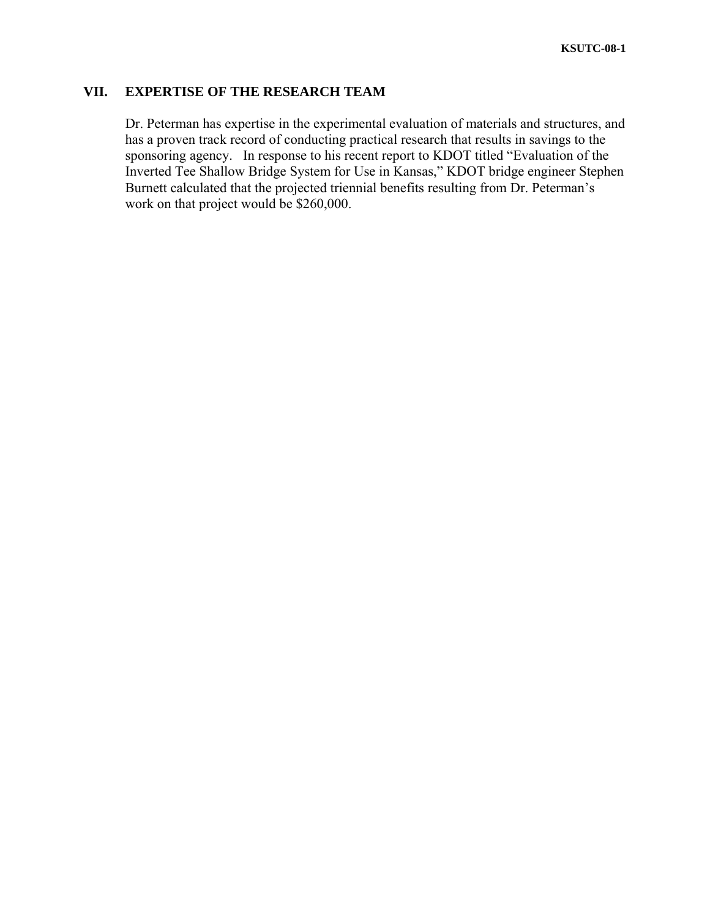## VII. EXPERTISE OF THE RESEARCH TEAM

Dr. Peterman has expertise in the experimental evaluation of materials and structures, and has a proven track record of conducting practical research that results in savings to the sponsoring agency. In response to his recent report to KDOT titled "Evaluation of the Inverted Tee Shallow Bridge System for Use in Kansas," KDOT bridge engineer Stephen Burnett calculated that the projected triennial benefits resulting from Dr. Peterman's work on that project would be $260,000.